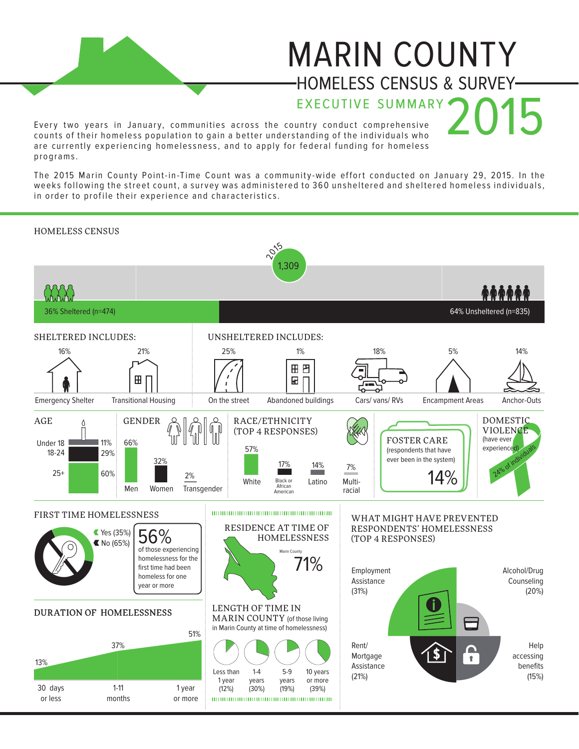# MARIN COUNTY

## HOMELESS CENSUS & SURVEY

### EXECUTIVE SUMMARY 2015

Every two years in January, communities across the country conduct comprehensive counts of their homeless population to gain a better understanding of the individuals who are currently experiencing homelessness, and to apply for federal funding for homeless programs.

The 2015 Marin County Point-in-Time Count was a community-wide effort conducted on January 29, 2015. In the weeks following the street count, a survey was administered to 360 unsheltered and sheltered homeless individuals, in order to profile their experience and characteristics.

## HOMELESS CENSUS

2015: 1,309

- 36% Sheltered (n=474)
- 64% Unsheltered (n=835)

### SHELTERED INCLUDES:

- Emergency Shelter: 16%
- Transitional Housing: 21%

### UNSHELTERED INCLUDES:

- On the street: 25%
- Abandoned buildings: 1%
- Cars/ vans/ RVs: 18%
- Encampment Areas: 5%
- Anchor-Outs: 14%

### AGE

| Age | % |
|---|---|
| Under 18 | 11% |
| 18-24 | 29% |
| 25+ | 60% |

### GENDER

| Gender | % |
|---|---|
| Men | 66% |
| Women | 32% |
| Transgender | 2% |

### RACE/ETHNICITY (TOP 4 RESPONSES)

| Race/Ethnicity | % |
|---|---|
| White | 57% |
| Black or African American | 17% |
| Latino | 14% |
| Multi-racial | 7% |

### FOSTER CARE

(respondents that have ever been in the system)

14%

### DOMESTIC VIOLENCE

(have ever experienced)

24% of individuals

### FIRST TIME HOMELESSNESS

- Yes (35%)
- No (65%)

56% of those experiencing homelessness for the first time had been homeless for one year or more

### DURATION OF HOMELESSNESS

| Duration | % |
|---|---|
| 30 days or less | 13% |
| 1-11 months | 37% |
| 1 year or more | 51% |

### RESIDENCE AT TIME OF HOMELESSNESS

Marin County: 71%

### LENGTH OF TIME IN MARIN COUNTY (of those living in Marin County at time of homelessness)

| Length of time | % |
|---|---|
| Less than 1 year | 12% |
| 1-4 years | 30% |
| 5-9 years | 19% |
| 10 years or more | 39% |

### WHAT MIGHT HAVE PREVENTED RESPONDENTS' HOMELESSNESS (TOP 4 RESPONSES)

- Employment Assistance (31%)
- Rent/ Mortgage Assistance (21%)
- Alcohol/Drug Counseling (20%)
- Help accessing benefits (15%)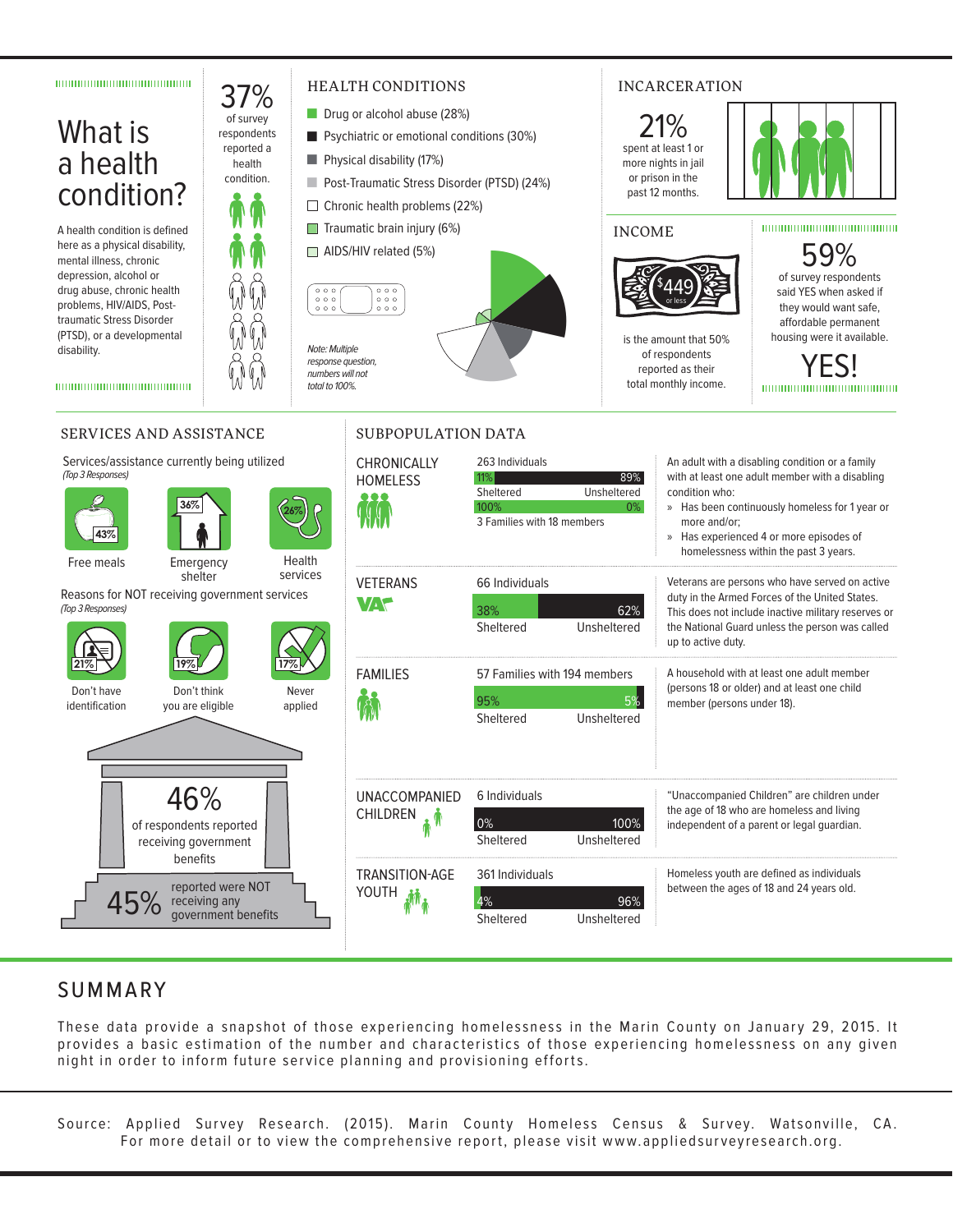# What is a health condition?

A health condition is defined here as a physical disability, mental illness, chronic depression, alcohol or drug abuse, chronic health problems, HIV/AIDS, Post-traumatic Stress Disorder (PTSD), or a developmental disability.

37%
of survey respondents reported a health condition.

## HEALTH CONDITIONS

- Drug or alcohol abuse (28%)
- Psychiatric or emotional conditions (30%)
- Physical disability (17%)
- Post-Traumatic Stress Disorder (PTSD) (24%)
- Chronic health problems (22%)
- Traumatic brain injury (6%)
- AIDS/HIV related (5%)

*Note: Multiple response question, numbers will not total to 100%.*

## INCARCERATION

21%
spent at least 1 or more nights in jail or prison in the past 12 months.

## INCOME

$449
or less

is the amount that 50% of respondents reported as their total monthly income.

59%
of survey respondents said YES when asked if they would want safe, affordable permanent housing were it available.

YES!

## SERVICES AND ASSISTANCE

Services/assistance currently being utilized
*(Top 3 Responses)*

43%
Free meals

36%
Emergency shelter

26%
Health services

Reasons for NOT receiving government services
*(Top 3 Responses)*

21%
Don't have identification

19%
Don't think you are eligible

17%
Never applied

46%
of respondents reported receiving government benefits

45%
reported were NOT receiving any government benefits

## SUBPOPULATION DATA

**CHRONICALLY HOMELESS**

263 Individuals
11% Sheltered
89% Unsheltered

100%
0%
3 Families with 18 members

An adult with a disabling condition or a family with at least one adult member with a disabling condition who:
- Has been continuously homeless for 1 year or more and/or;
- Has experienced 4 or more episodes of homelessness within the past 3 years.

**VETERANS**

66 Individuals
38% Sheltered
62% Unsheltered

Veterans are persons who have served on active duty in the Armed Forces of the United States. This does not include inactive military reserves or the National Guard unless the person was called up to active duty.

**FAMILIES**

57 Families with 194 members
95% Sheltered
5% Unsheltered

A household with at least one adult member (persons 18 or older) and at least one child member (persons under 18).

**UNACCOMPANIED CHILDREN**

6 Individuals
0% Sheltered
100% Unsheltered

"Unaccompanied Children" are children under the age of 18 who are homeless and living independent of a parent or legal guardian.

**TRANSITION-AGE YOUTH**

361 Individuals
4% Sheltered
96% Unsheltered

Homeless youth are defined as individuals between the ages of 18 and 24 years old.

## SUMMARY

These data provide a snapshot of those experiencing homelessness in the Marin County on January 29, 2015. It provides a basic estimation of the number and characteristics of those experiencing homelessness on any given night in order to inform future service planning and provisioning efforts.

Source: Applied Survey Research. (2015). Marin County Homeless Census & Survey. Watsonville, CA. For more detail or to view the comprehensive report, please visit www.appliedsurveyresearch.org.